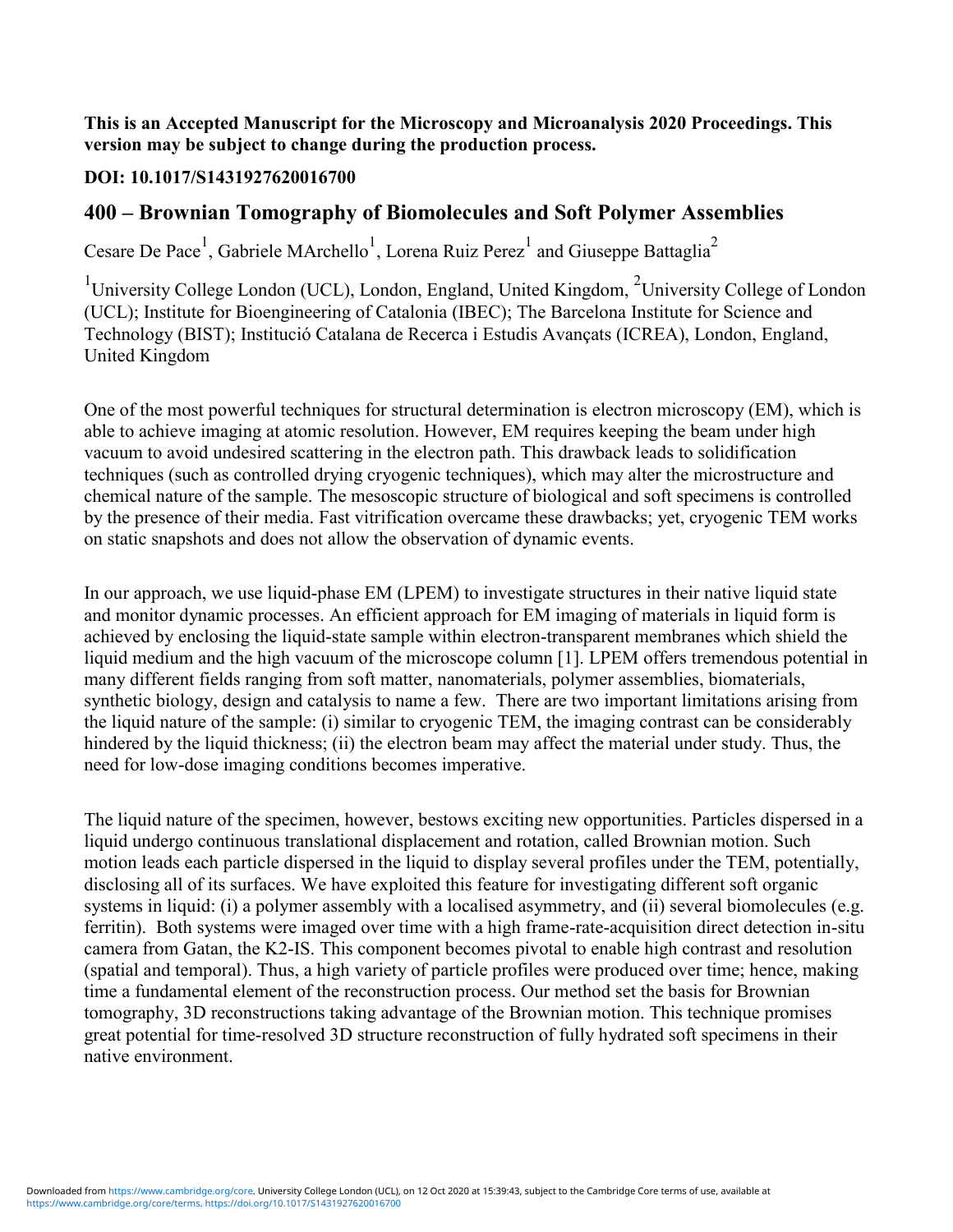**This is an Accepted Manuscript for the Microscopy and Microanalysis 2020 Proceedings. This version may be subject to change during the production process.**

**DOI: 10.1017/S1431927620016700**

## 400 – Brownian Tomography of Biomolecules and Soft Polymer Assemblies

Cesare De Pace[1], Gabriele MArchello[1], Lorena Ruiz Perez[1] and Giuseppe Battaglia[2]

[1]University College London (UCL), London, England, United Kingdom, [2]University College of London (UCL); Institute for Bioengineering of Catalonia (IBEC); The Barcelona Institute for Science and Technology (BIST); Institució Catalana de Recerca i Estudis Avançats (ICREA), London, England, United Kingdom

One of the most powerful techniques for structural determination is electron microscopy (EM), which is able to achieve imaging at atomic resolution. However, EM requires keeping the beam under high vacuum to avoid undesired scattering in the electron path. This drawback leads to solidification techniques (such as controlled drying cryogenic techniques), which may alter the microstructure and chemical nature of the sample. The mesoscopic structure of biological and soft specimens is controlled by the presence of their media. Fast vitrification overcame these drawbacks; yet, cryogenic TEM works on static snapshots and does not allow the observation of dynamic events.

In our approach, we use liquid-phase EM (LPEM) to investigate structures in their native liquid state and monitor dynamic processes. An efficient approach for EM imaging of materials in liquid form is achieved by enclosing the liquid-state sample within electron-transparent membranes which shield the liquid medium and the high vacuum of the microscope column [1]. LPEM offers tremendous potential in many different fields ranging from soft matter, nanomaterials, polymer assemblies, biomaterials, synthetic biology, design and catalysis to name a few. There are two important limitations arising from the liquid nature of the sample: (i) similar to cryogenic TEM, the imaging contrast can be considerably hindered by the liquid thickness; (ii) the electron beam may affect the material under study. Thus, the need for low-dose imaging conditions becomes imperative.

The liquid nature of the specimen, however, bestows exciting new opportunities. Particles dispersed in a liquid undergo continuous translational displacement and rotation, called Brownian motion. Such motion leads each particle dispersed in the liquid to display several profiles under the TEM, potentially, disclosing all of its surfaces. We have exploited this feature for investigating different soft organic systems in liquid: (i) a polymer assembly with a localised asymmetry, and (ii) several biomolecules (e.g. ferritin). Both systems were imaged over time with a high frame-rate-acquisition direct detection in-situ camera from Gatan, the K2-IS. This component becomes pivotal to enable high contrast and resolution (spatial and temporal). Thus, a high variety of particle profiles were produced over time; hence, making time a fundamental element of the reconstruction process. Our method set the basis for Brownian tomography, 3D reconstructions taking advantage of the Brownian motion. This technique promises great potential for time-resolved 3D structure reconstruction of fully hydrated soft specimens in their native environment.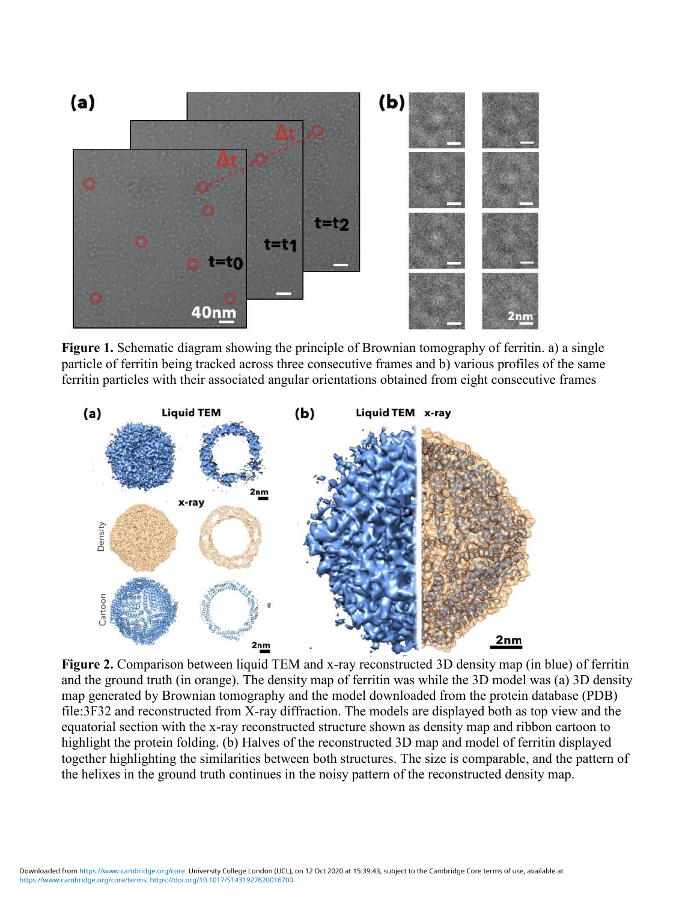**Figure 1.** Schematic diagram showing the principle of Brownian tomography of ferritin. a) a single particle of ferritin being tracked across three consecutive frames and b) various profiles of the same ferritin particles with their associated angular orientations obtained from eight consecutive frames

**Figure 2.** Comparison between liquid TEM and x-ray reconstructed 3D density map (in blue) of ferritin and the ground truth (in orange). The density map of ferritin was while the 3D model was (a) 3D density map generated by Brownian tomography and the model downloaded from the protein database (PDB) file:3F32 and reconstructed from X-ray diffraction. The models are displayed both as top view and the equatorial section with the x-ray reconstructed structure shown as density map and ribbon cartoon to highlight the protein folding. (b) Halves of the reconstructed 3D map and model of ferritin displayed together highlighting the similarities between both structures. The size is comparable, and the pattern of the helixes in the ground truth continues in the noisy pattern of the reconstructed density map.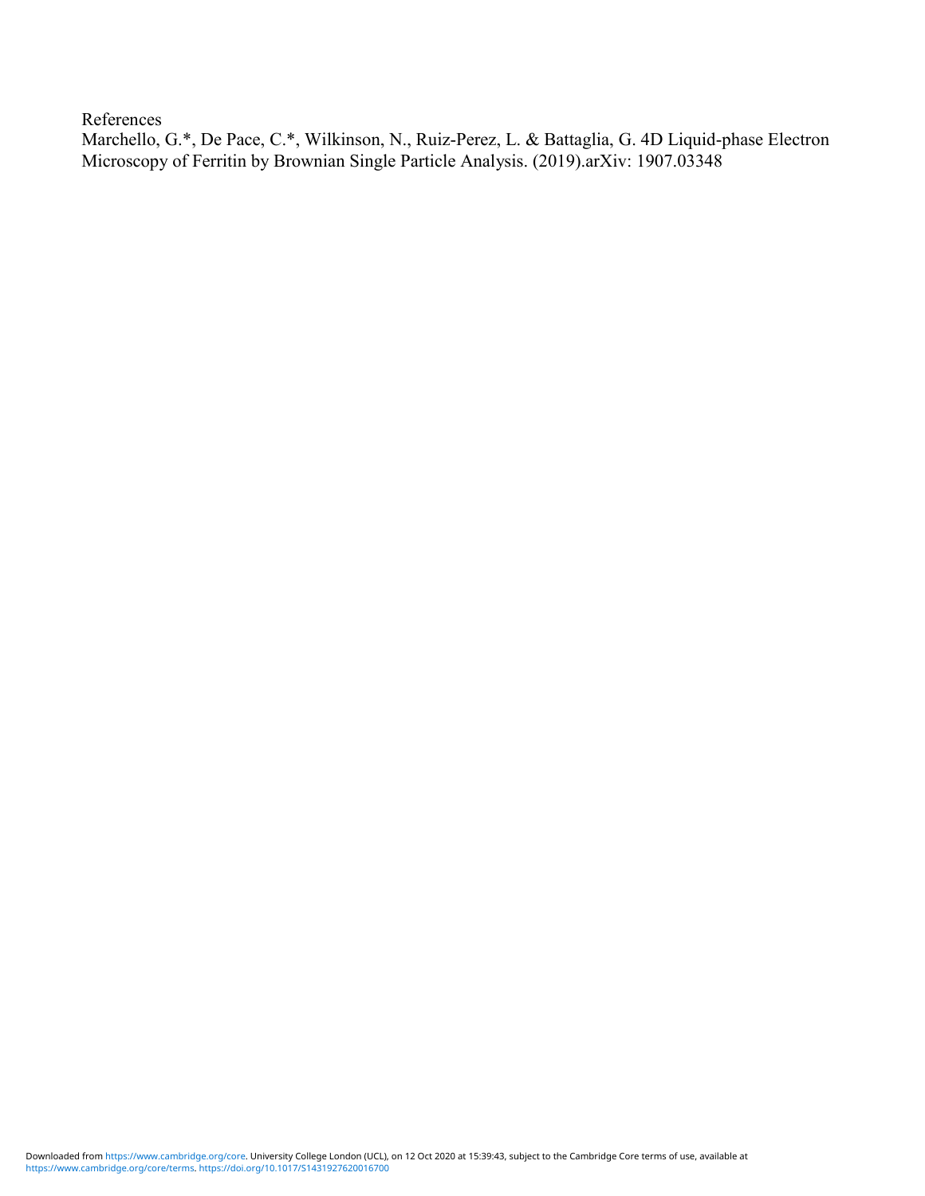References

Marchello, G.*, De Pace, C.*, Wilkinson, N., Ruiz-Perez, L. & Battaglia, G. 4D Liquid-phase Electron Microscopy of Ferritin by Brownian Single Particle Analysis. (2019).arXiv: 1907.03348